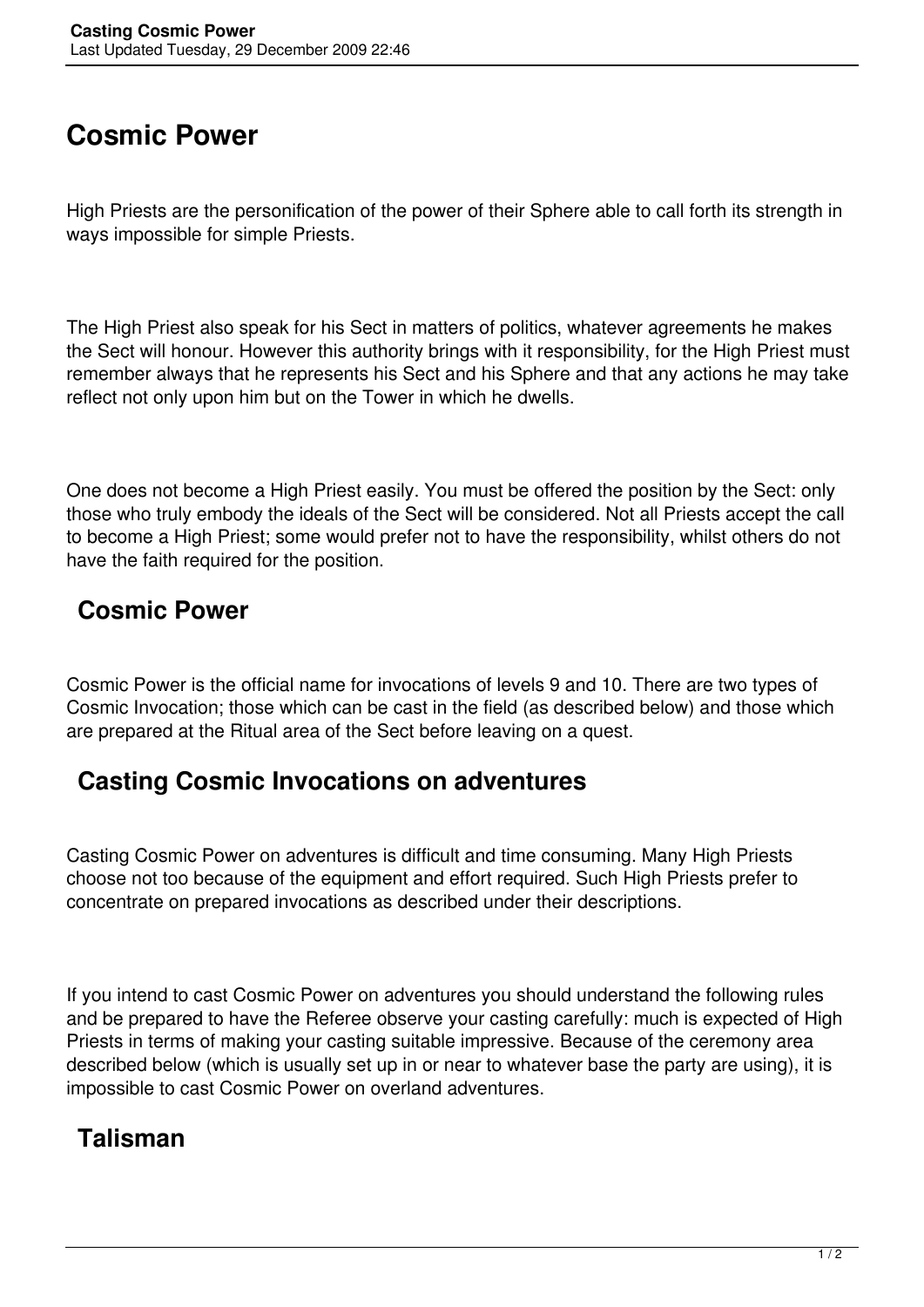# Cosmic Power

High Priests are the personification of the power of their Sphere able to call forth its strength in ways impossible for simple Priests.

The High Priest also speak for his Sect in matters of politics, whatever agreements he makes the Sect will honour. However this authority brings with it responsibility, for the High Priest must remember always that he represents his Sect and his Sphere and that any actions he may take reflect not only upon him but on the Tower in which he dwells.

One does not become a High Priest easily. You must be offered the position by the Sect: only those who truly embody the ideals of the Sect will be considered. Not all Priests accept the call to become a High Priest; some would prefer not to have the responsibility, whilst others do not have the faith required for the position.

## Cosmic Power

Cosmic Power is the official name for invocations of levels 9 and 10. There are two types of Cosmic Invocation; those which can be cast in the field (as described below) and those which are prepared at the Ritual area of the Sect before leaving on a quest.

## Casting Cosmic Invocations on adventures

Casting Cosmic Power on adventures is difficult and time consuming. Many High Priests choose not too because of the equipment and effort required. Such High Priests prefer to concentrate on prepared invocations as described under their descriptions.

If you intend to cast Cosmic Power on adventures you should understand the following rules and be prepared to have the Referee observe your casting carefully: much is expected of High Priests in terms of making your casting suitable impressive. Because of the ceremony area described below (which is usually set up in or near to whatever base the party are using), it is impossible to cast Cosmic Power on overland adventures.

## Talisman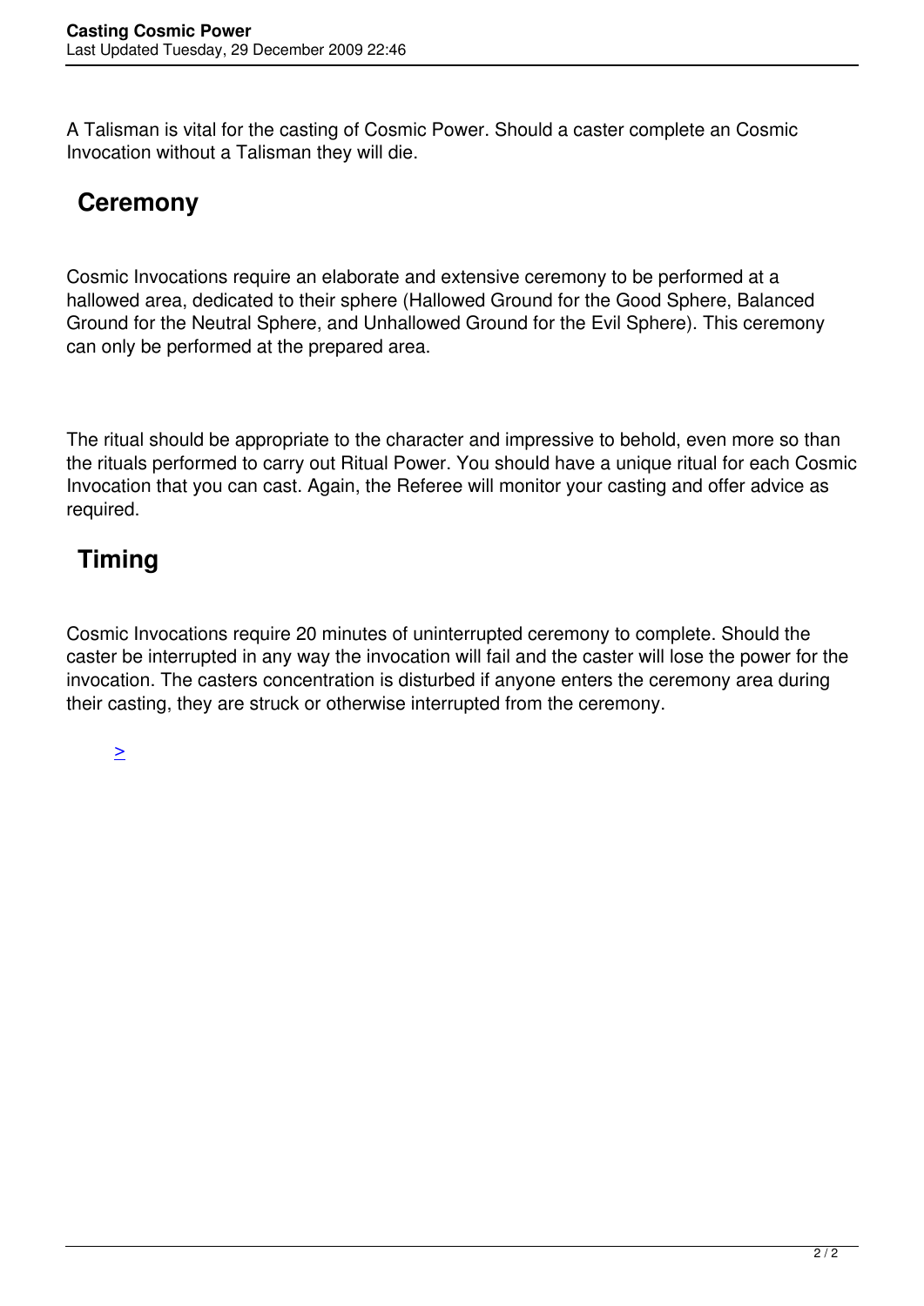A Talisman is vital for the casting of Cosmic Power. Should a caster complete an Cosmic Invocation without a Talisman they will die.

## Ceremony

Cosmic Invocations require an elaborate and extensive ceremony to be performed at a hallowed area, dedicated to their sphere (Hallowed Ground for the Good Sphere, Balanced Ground for the Neutral Sphere, and Unhallowed Ground for the Evil Sphere). This ceremony can only be performed at the prepared area.

The ritual should be appropriate to the character and impressive to behold, even more so than the rituals performed to carry out Ritual Power. You should have a unique ritual for each Cosmic Invocation that you can cast. Again, the Referee will monitor your casting and offer advice as required.

## Timing

Cosmic Invocations require 20 minutes of uninterrupted ceremony to complete. Should the caster be interrupted in any way the invocation will fail and the caster will lose the power for the invocation. The casters concentration is disturbed if anyone enters the ceremony area during their casting, they are struck or otherwise interrupted from the ceremony.

>